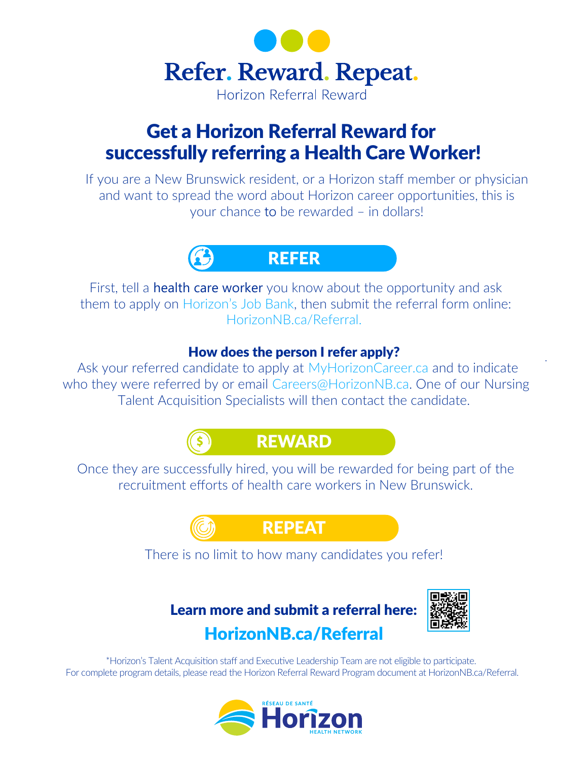# Refer. Reward. Repeat.

Horizon Referral Reward

## Get a Horizon Referral Reward for successfully referring a Health Care Worker!

If you are a New Brunswick resident, or a Horizon staff member or physician and want to spread the word about Horizon career opportunities, this is your chance to be rewarded – in dollars!

### REFER

First, tell a health care worker you know about the opportunity and ask them to apply on Horizon's Job Bank, then submit the referral form online: HorizonNB.ca/Referral.

**How does the person I refer apply?**

Ask your referred candidate to apply at MyHorizonCareer.ca and to indicate who they were referred by or email Careers@HorizonNB.ca. One of our Nursing Talent Acquisition Specialists will then contact the candidate.

### REWARD

Once they are successfully hired, you will be rewarded for being part of the recruitment efforts of health care workers in New Brunswick.

### REPEAT

There is no limit to how many candidates you refer!

**Learn more and submit a referral here:**

**HorizonNB.ca/Referral**

*Horizon's Talent Acquisition staff and Executive Leadership Team are not eligible to participate.
For complete program details, please read the Horizon Referral Reward Program document at HorizonNB.ca/Referral.

Réseau de santé Horizon Health Network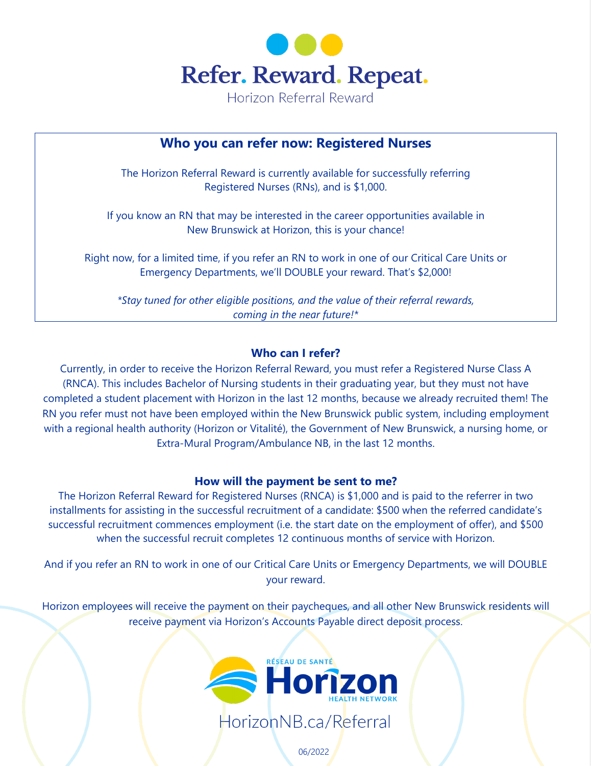# Refer. Reward. Repeat.

Horizon Referral Reward

## Who you can refer now: Registered Nurses

The Horizon Referral Reward is currently available for successfully referring Registered Nurses (RNs), and is $1,000.

If you know an RN that may be interested in the career opportunities available in New Brunswick at Horizon, this is your chance!

Right now, for a limited time, if you refer an RN to work in one of our Critical Care Units or Emergency Departments, we'll DOUBLE your reward. That's $2,000!

*\*Stay tuned for other eligible positions, and the value of their referral rewards, coming in the near future!\**

### Who can I refer?

Currently, in order to receive the Horizon Referral Reward, you must refer a Registered Nurse Class A (RNCA). This includes Bachelor of Nursing students in their graduating year, but they must not have completed a student placement with Horizon in the last 12 months, because we already recruited them! The RN you refer must not have been employed within the New Brunswick public system, including employment with a regional health authority (Horizon or Vitalité), the Government of New Brunswick, a nursing home, or Extra-Mural Program/Ambulance NB, in the last 12 months.

### How will the payment be sent to me?

The Horizon Referral Reward for Registered Nurses (RNCA) is $1,000 and is paid to the referrer in two installments for assisting in the successful recruitment of a candidate: $500 when the referred candidate's successful recruitment commences employment (i.e. the start date on the employment of offer), and $500 when the successful recruit completes 12 continuous months of service with Horizon.

And if you refer an RN to work in one of our Critical Care Units or Emergency Departments, we will DOUBLE your reward.

Horizon employees will receive the payment on their paycheques, and all other New Brunswick residents will receive payment via Horizon's Accounts Payable direct deposit process.

RÉSEAU DE SANTÉ Horizon HEALTH NETWORK

HorizonNB.ca/Referral

06/2022